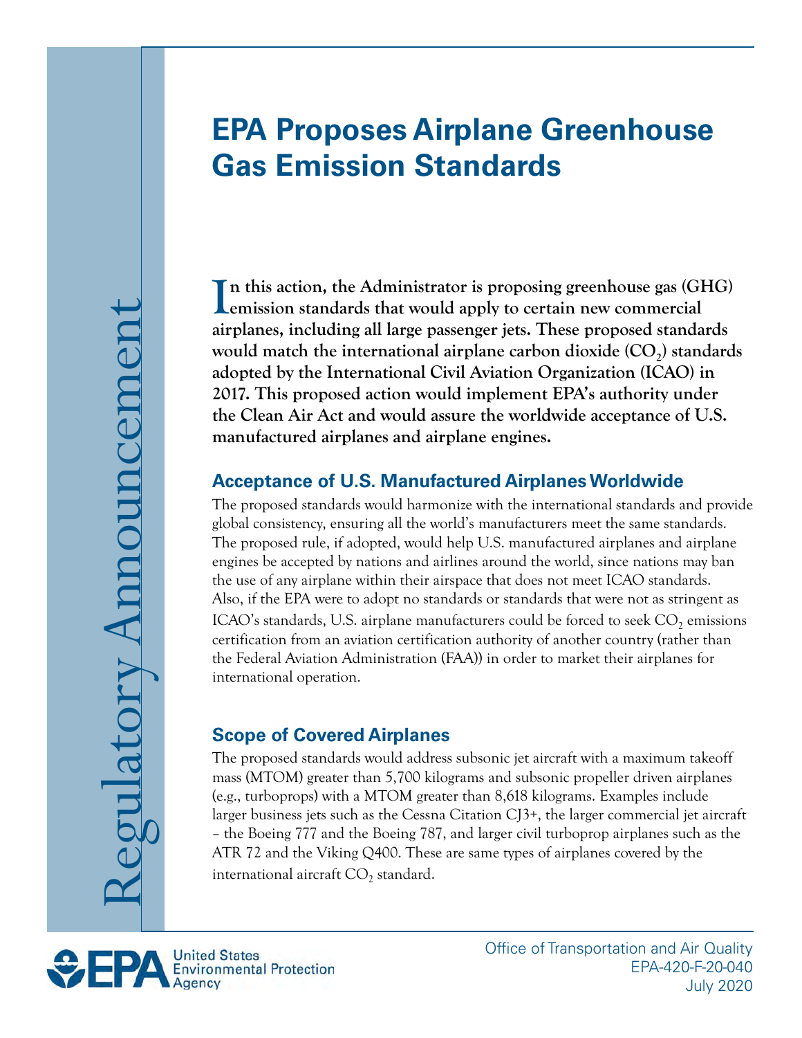# EPA Proposes Airplane Greenhouse Gas Emission Standards

Regulatory Announcement

**In this action, the Administrator is proposing greenhouse gas (GHG) emission standards that would apply to certain new commercial airplanes, including all large passenger jets. These proposed standards would match the international airplane carbon dioxide ($CO_2$) standards adopted by the International Civil Aviation Organization (ICAO) in 2017. This proposed action would implement EPA's authority under the Clean Air Act and would assure the worldwide acceptance of U.S. manufactured airplanes and airplane engines.**

## Acceptance of U.S. Manufactured Airplanes Worldwide

The proposed standards would harmonize with the international standards and provide global consistency, ensuring all the world's manufacturers meet the same standards. The proposed rule, if adopted, would help U.S. manufactured airplanes and airplane engines be accepted by nations and airlines around the world, since nations may ban the use of any airplane within their airspace that does not meet ICAO standards. Also, if the EPA were to adopt no standards or standards that were not as stringent as ICAO's standards, U.S. airplane manufacturers could be forced to seek $CO_2$ emissions certification from an aviation certification authority of another country (rather than the Federal Aviation Administration (FAA)) in order to market their airplanes for international operation.

## Scope of Covered Airplanes

The proposed standards would address subsonic jet aircraft with a maximum takeoff mass (MTOM) greater than 5,700 kilograms and subsonic propeller driven airplanes (e.g., turboprops) with a MTOM greater than 8,618 kilograms. Examples include larger business jets such as the Cessna Citation CJ3+, the larger commercial jet aircraft – the Boeing 777 and the Boeing 787, and larger civil turboprop airplanes such as the ATR 72 and the Viking Q400. These are same types of airplanes covered by the international aircraft $CO_2$ standard.

United States Environmental Protection Agency

Office of Transportation and Air Quality
EPA-420-F-20-040
July 2020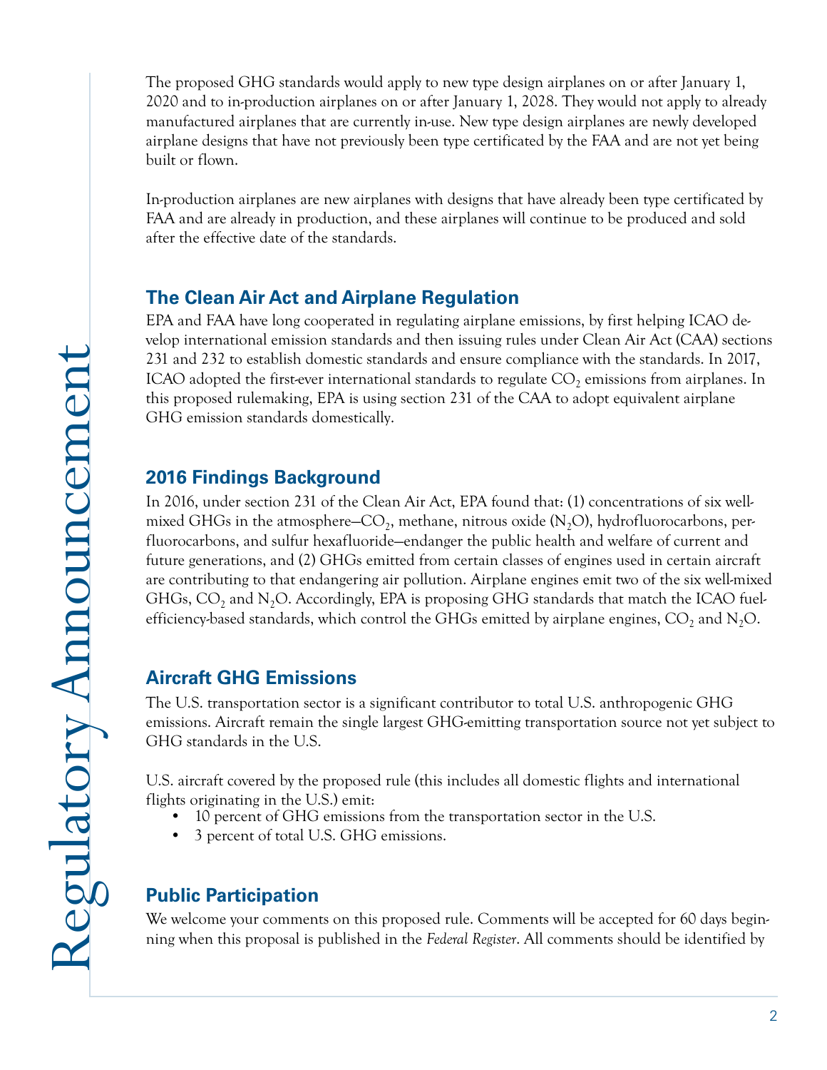The proposed GHG standards would apply to new type design airplanes on or after January 1, 2020 and to in-production airplanes on or after January 1, 2028. They would not apply to already manufactured airplanes that are currently in-use. New type design airplanes are newly developed airplane designs that have not previously been type certificated by the FAA and are not yet being built or flown.

In-production airplanes are new airplanes with designs that have already been type certificated by FAA and are already in production, and these airplanes will continue to be produced and sold after the effective date of the standards.

## The Clean Air Act and Airplane Regulation

EPA and FAA have long cooperated in regulating airplane emissions, by first helping ICAO develop international emission standards and then issuing rules under Clean Air Act (CAA) sections 231 and 232 to establish domestic standards and ensure compliance with the standards. In 2017, ICAO adopted the first-ever international standards to regulate $CO_2$ emissions from airplanes. In this proposed rulemaking, EPA is using section 231 of the CAA to adopt equivalent airplane GHG emission standards domestically.

## 2016 Findings Background

In 2016, under section 231 of the Clean Air Act, EPA found that: (1) concentrations of six well-mixed GHGs in the atmosphere—$CO_2$, methane, nitrous oxide ($N_2O$), hydrofluorocarbons, perfluorocarbons, and sulfur hexafluoride—endanger the public health and welfare of current and future generations, and (2) GHGs emitted from certain classes of engines used in certain aircraft are contributing to that endangering air pollution. Airplane engines emit two of the six well-mixed GHGs, $CO_2$ and $N_2O$. Accordingly, EPA is proposing GHG standards that match the ICAO fuel-efficiency-based standards, which control the GHGs emitted by airplane engines, $CO_2$ and $N_2O$.

## Aircraft GHG Emissions

The U.S. transportation sector is a significant contributor to total U.S. anthropogenic GHG emissions. Aircraft remain the single largest GHG-emitting transportation source not yet subject to GHG standards in the U.S.

U.S. aircraft covered by the proposed rule (this includes all domestic flights and international flights originating in the U.S.) emit:

- 10 percent of GHG emissions from the transportation sector in the U.S.
- 3 percent of total U.S. GHG emissions.

## Public Participation

We welcome your comments on this proposed rule. Comments will be accepted for 60 days beginning when this proposal is published in the *Federal Register*. All comments should be identified by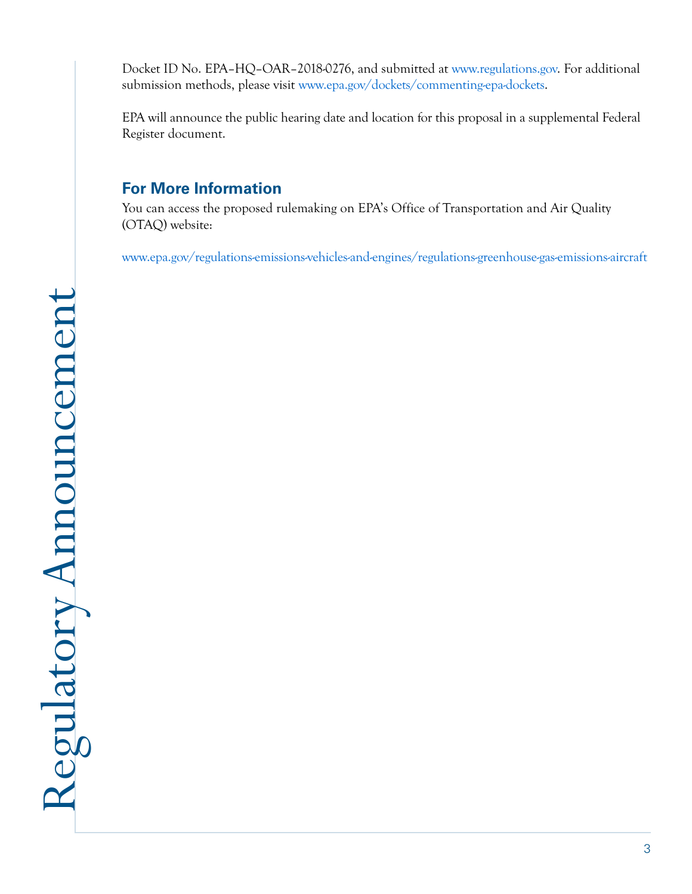Docket ID No. EPA–HQ–OAR–2018-0276, and submitted at www.regulations.gov. For additional submission methods, please visit www.epa.gov/dockets/commenting-epa-dockets.

EPA will announce the public hearing date and location for this proposal in a supplemental Federal Register document.

## For More Information

You can access the proposed rulemaking on EPA's Office of Transportation and Air Quality (OTAQ) website:

www.epa.gov/regulations-emissions-vehicles-and-engines/regulations-greenhouse-gas-emissions-aircraft